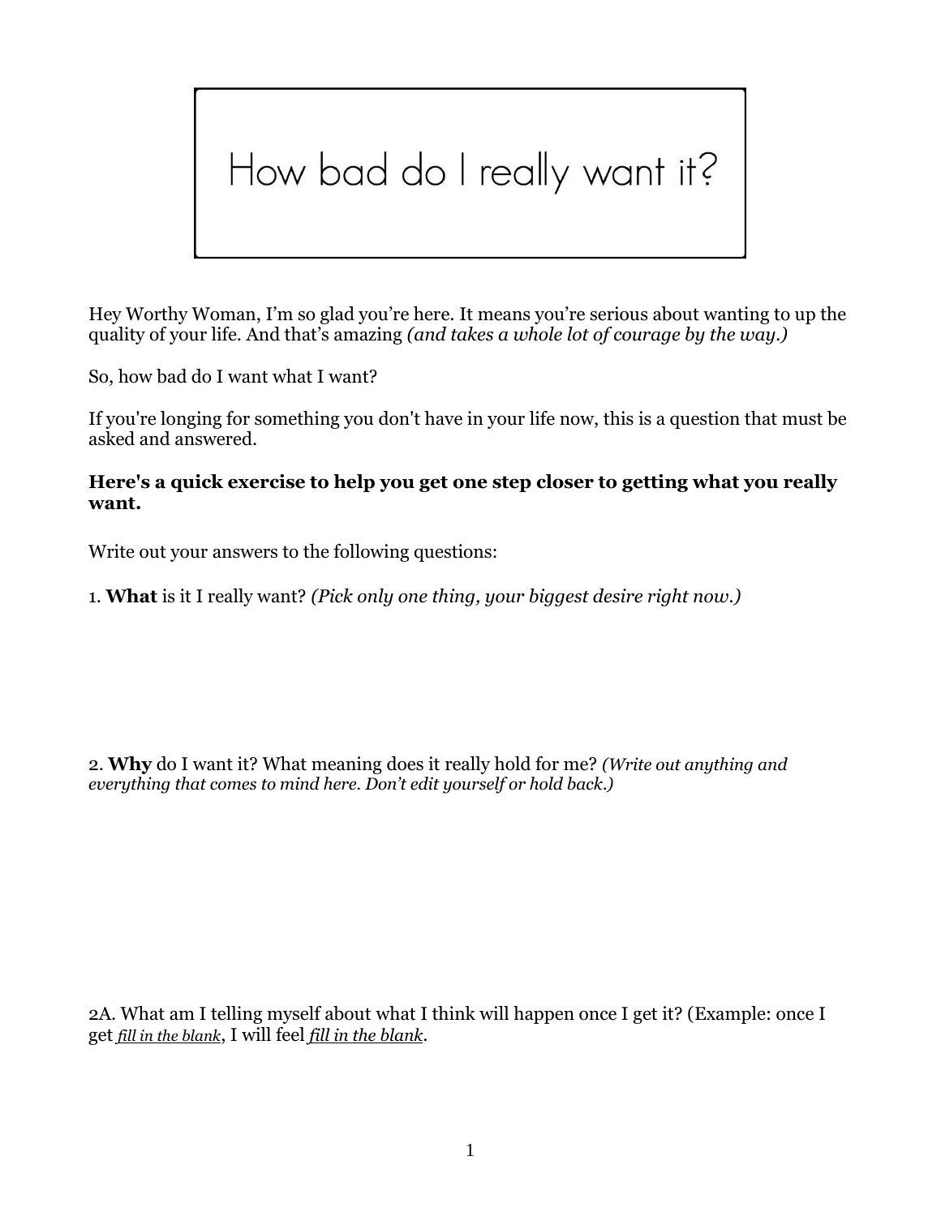# How bad do I really want it?

Hey Worthy Woman, I'm so glad you're here. It means you're serious about wanting to up the quality of your life. And that's amazing *(and takes a whole lot of courage by the way.)*

So, how bad do I want what I want?

If you're longing for something you don't have in your life now, this is a question that must be asked and answered.

**Here's a quick exercise to help you get one step closer to getting what you really want.**

Write out your answers to the following questions:

1. **What** is it I really want? *(Pick only one thing, your biggest desire right now.)*

2. **Why** do I want it? What meaning does it really hold for me? *(Write out anything and everything that comes to mind here. Don't edit yourself or hold back.)*

2A. What am I telling myself about what I think will happen once I get it? (Example: once I get *fill in the blank*, I will feel *fill in the blank*.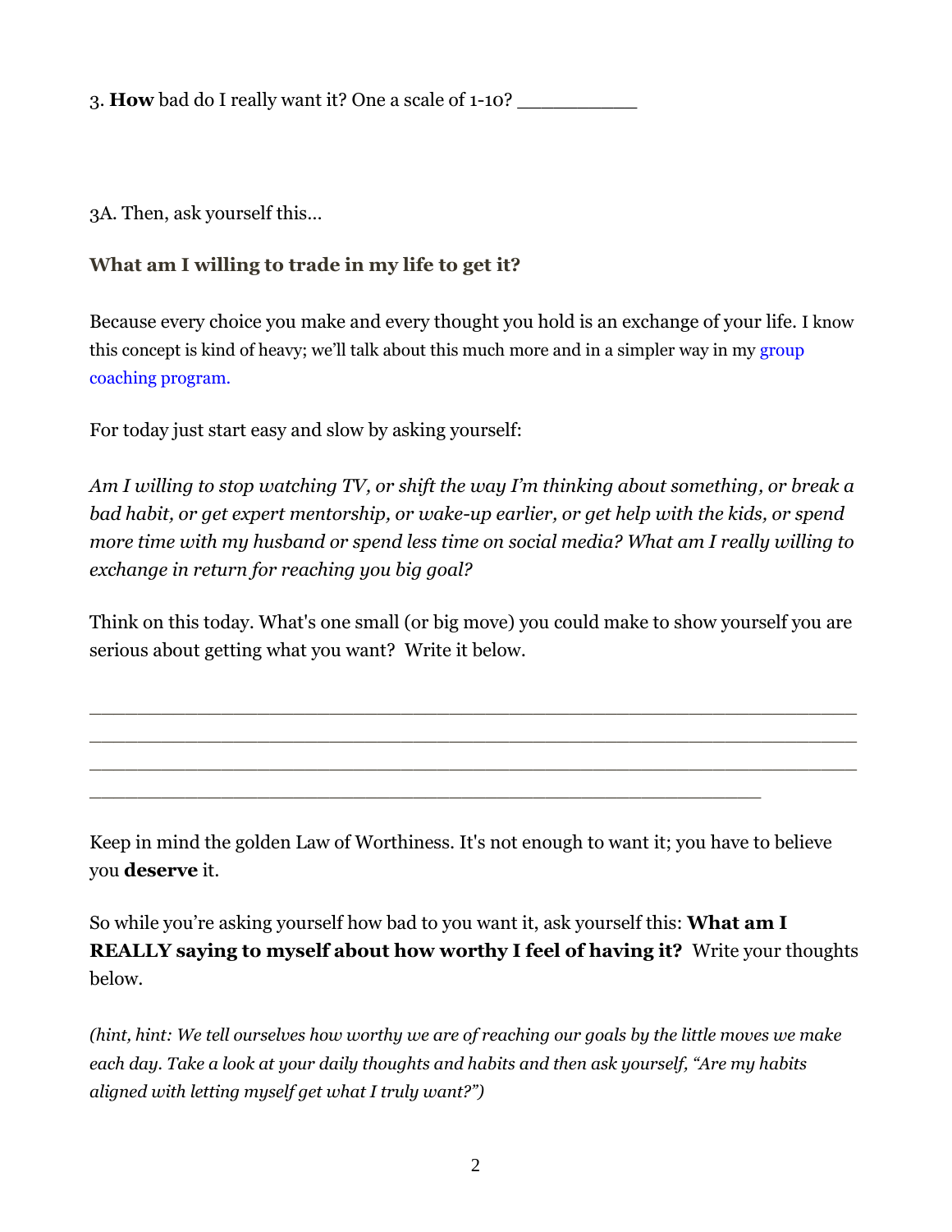3. **How** bad do I really want it? One a scale of 1-10? ___________

3A. Then, ask yourself this…

### What am I willing to trade in my life to get it?

Because every choice you make and every thought you hold is an exchange of your life. I know this concept is kind of heavy; we'll talk about this much more and in a simpler way in my group coaching program.

For today just start easy and slow by asking yourself:

*Am I willing to stop watching TV, or shift the way I'm thinking about something, or break a bad habit, or get expert mentorship, or wake-up earlier, or get help with the kids, or spend more time with my husband or spend less time on social media? What am I really willing to exchange in return for reaching you big goal?*

Think on this today. What's one small (or big move) you could make to show yourself you are serious about getting what you want? Write it below.

______________________________________________________________________
______________________________________________________________________
______________________________________________________________________
_____________________________________________________________

Keep in mind the golden Law of Worthiness. It's not enough to want it; you have to believe you **deserve** it.

So while you're asking yourself how bad to you want it, ask yourself this: **What am I REALLY saying to myself about how worthy I feel of having it?** Write your thoughts below.

*(hint, hint: We tell ourselves how worthy we are of reaching our goals by the little moves we make each day. Take a look at your daily thoughts and habits and then ask yourself, "Are my habits aligned with letting myself get what I truly want?")*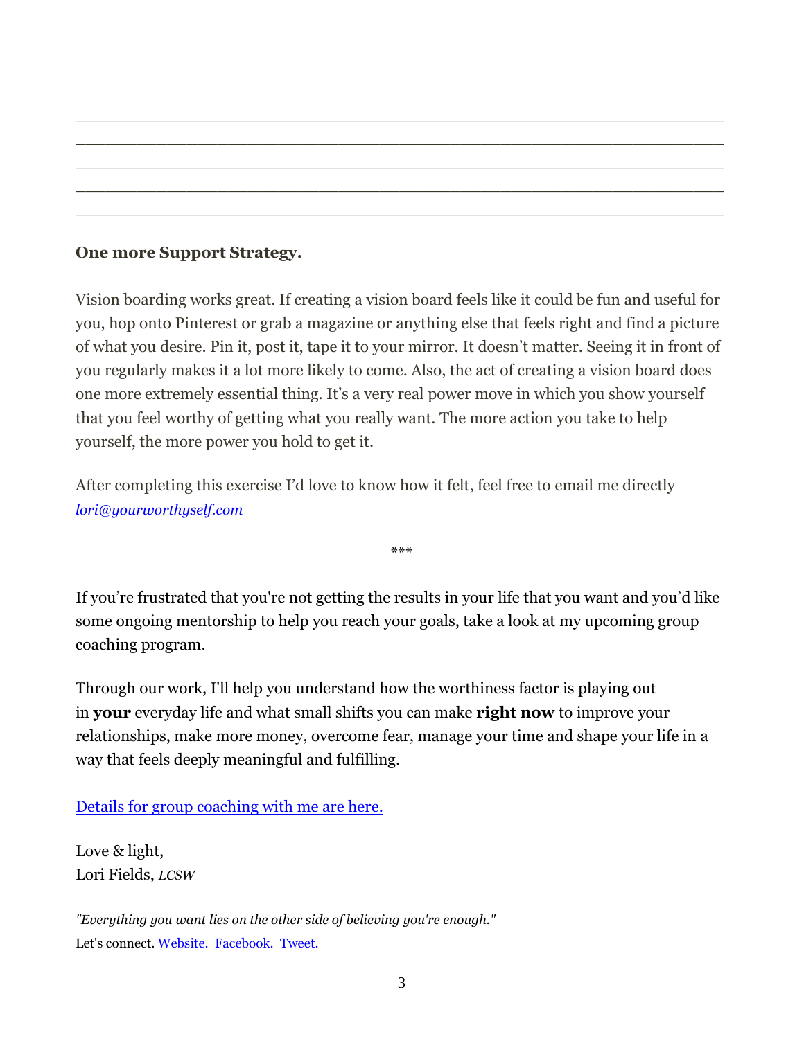______________________________________________________________________
______________________________________________________________________
______________________________________________________________________
______________________________________________________________________
______________________________________________________________________

**One more Support Strategy.**

Vision boarding works great. If creating a vision board feels like it could be fun and useful for you, hop onto Pinterest or grab a magazine or anything else that feels right and find a picture of what you desire. Pin it, post it, tape it to your mirror. It doesn't matter. Seeing it in front of you regularly makes it a lot more likely to come. Also, the act of creating a vision board does one more extremely essential thing. It's a very real power move in which you show yourself that you feel worthy of getting what you really want. The more action you take to help yourself, the more power you hold to get it.

After completing this exercise I'd love to know how it felt, feel free to email me directly *lori@yourworthyself.com*

***

If you're frustrated that you're not getting the results in your life that you want and you'd like some ongoing mentorship to help you reach your goals, take a look at my upcoming group coaching program.

Through our work, I'll help you understand how the worthiness factor is playing out in **your** everyday life and what small shifts you can make **right now** to improve your relationships, make more money, overcome fear, manage your time and shape your life in a way that feels deeply meaningful and fulfilling.

Details for group coaching with me are here.

Love & light,
Lori Fields, *LCSW*

*"Everything you want lies on the other side of believing you're enough."*
Let's connect. Website. Facebook. Tweet.